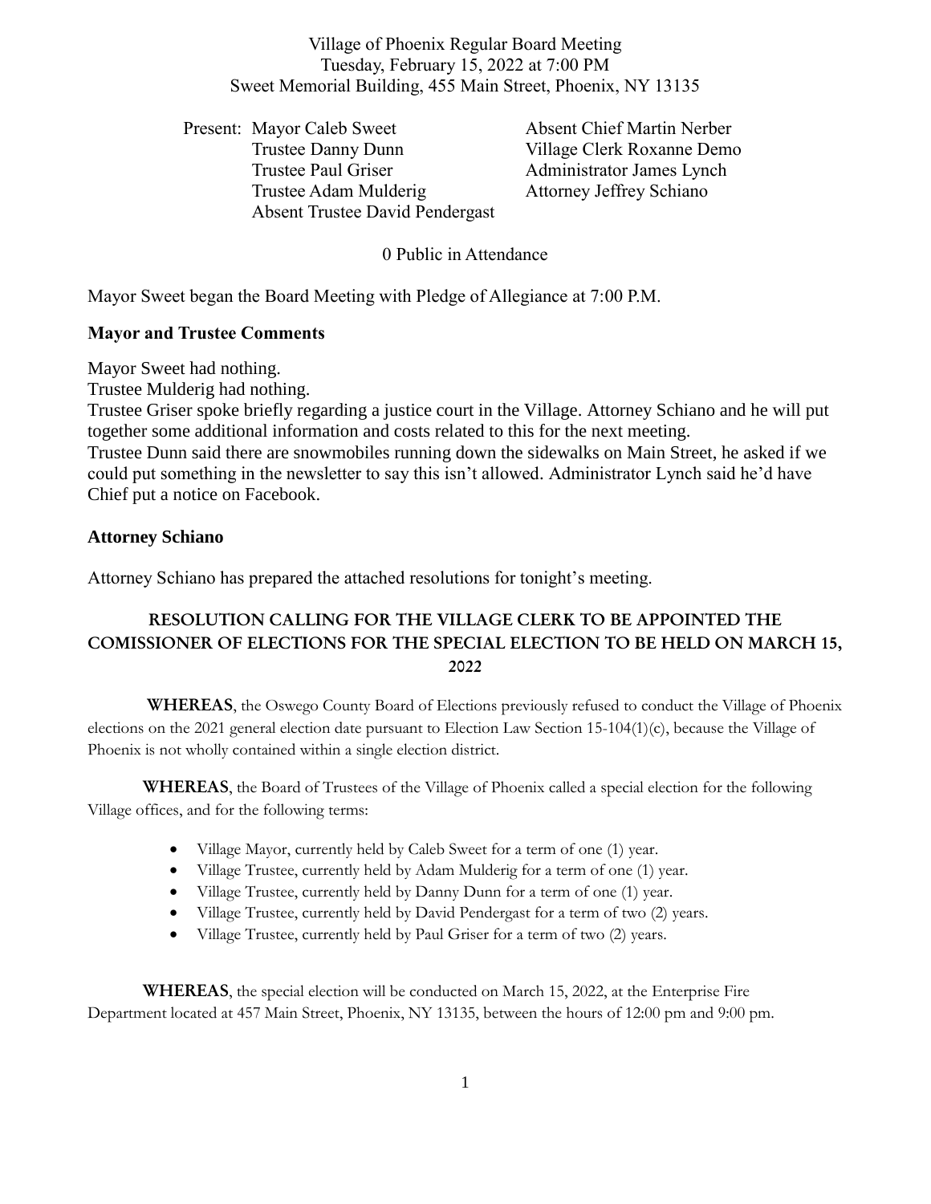Village of Phoenix Regular Board Meeting
Tuesday, February 15, 2022 at 7:00 PM
Sweet Memorial Building, 455 Main Street, Phoenix, NY 13135

Present: Mayor Caleb Sweet
Trustee Danny Dunn
Trustee Paul Griser
Trustee Adam Mulderig
Absent Trustee David Pendergast

Absent Chief Martin Nerber
Village Clerk Roxanne Demo
Administrator James Lynch
Attorney Jeffrey Schiano

0 Public in Attendance

Mayor Sweet began the Board Meeting with Pledge of Allegiance at 7:00 P.M.

**Mayor and Trustee Comments**

Mayor Sweet had nothing.
Trustee Mulderig had nothing.
Trustee Griser spoke briefly regarding a justice court in the Village. Attorney Schiano and he will put together some additional information and costs related to this for the next meeting.
Trustee Dunn said there are snowmobiles running down the sidewalks on Main Street, he asked if we could put something in the newsletter to say this isn't allowed. Administrator Lynch said he'd have Chief put a notice on Facebook.

**Attorney Schiano**

Attorney Schiano has prepared the attached resolutions for tonight's meeting.

**RESOLUTION CALLING FOR THE VILLAGE CLERK TO BE APPOINTED THE COMISSIONER OF ELECTIONS FOR THE SPECIAL ELECTION TO BE HELD ON MARCH 15, 2022**

**WHEREAS**, the Oswego County Board of Elections previously refused to conduct the Village of Phoenix elections on the 2021 general election date pursuant to Election Law Section 15-104(1)(c), because the Village of Phoenix is not wholly contained within a single election district.

**WHEREAS**, the Board of Trustees of the Village of Phoenix called a special election for the following Village offices, and for the following terms:

- Village Mayor, currently held by Caleb Sweet for a term of one (1) year.
- Village Trustee, currently held by Adam Mulderig for a term of one (1) year.
- Village Trustee, currently held by Danny Dunn for a term of one (1) year.
- Village Trustee, currently held by David Pendergast for a term of two (2) years.
- Village Trustee, currently held by Paul Griser for a term of two (2) years.

**WHEREAS**, the special election will be conducted on March 15, 2022, at the Enterprise Fire Department located at 457 Main Street, Phoenix, NY 13135, between the hours of 12:00 pm and 9:00 pm.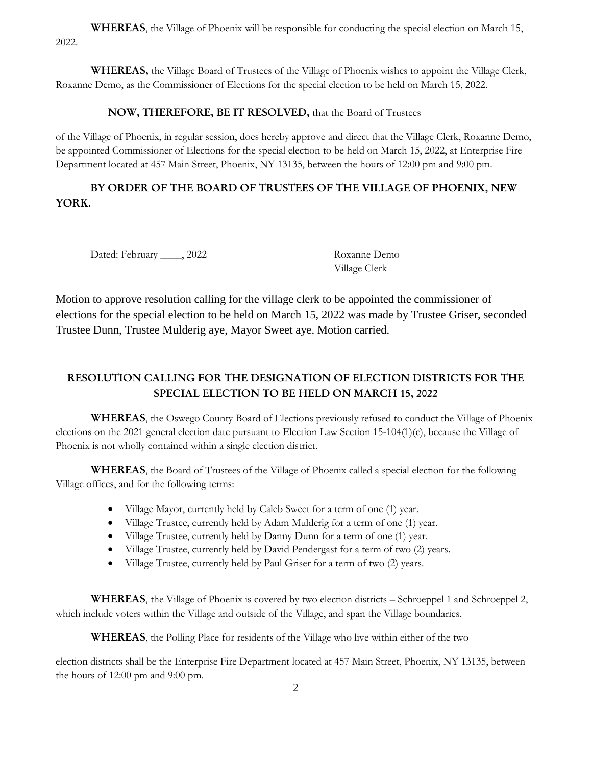**WHEREAS**, the Village of Phoenix will be responsible for conducting the special election on March 15, 2022.

**WHEREAS,** the Village Board of Trustees of the Village of Phoenix wishes to appoint the Village Clerk, Roxanne Demo, as the Commissioner of Elections for the special election to be held on March 15, 2022.

**NOW, THEREFORE, BE IT RESOLVED,** that the Board of Trustees of the Village of Phoenix, in regular session, does hereby approve and direct that the Village Clerk, Roxanne Demo, be appointed Commissioner of Elections for the special election to be held on March 15, 2022, at Enterprise Fire Department located at 457 Main Street, Phoenix, NY 13135, between the hours of 12:00 pm and 9:00 pm.

**BY ORDER OF THE BOARD OF TRUSTEES OF THE VILLAGE OF PHOENIX, NEW YORK.**

Dated: February \_\_\_\_, 2022

Roxanne Demo
Village Clerk

Motion to approve resolution calling for the village clerk to be appointed the commissioner of elections for the special election to be held on March 15, 2022 was made by Trustee Griser, seconded Trustee Dunn, Trustee Mulderig aye, Mayor Sweet aye. Motion carried.

## RESOLUTION CALLING FOR THE DESIGNATION OF ELECTION DISTRICTS FOR THE SPECIAL ELECTION TO BE HELD ON MARCH 15, 2022

**WHEREAS**, the Oswego County Board of Elections previously refused to conduct the Village of Phoenix elections on the 2021 general election date pursuant to Election Law Section 15-104(1)(c), because the Village of Phoenix is not wholly contained within a single election district.

**WHEREAS**, the Board of Trustees of the Village of Phoenix called a special election for the following Village offices, and for the following terms:

- Village Mayor, currently held by Caleb Sweet for a term of one (1) year.
- Village Trustee, currently held by Adam Mulderig for a term of one (1) year.
- Village Trustee, currently held by Danny Dunn for a term of one (1) year.
- Village Trustee, currently held by David Pendergast for a term of two (2) years.
- Village Trustee, currently held by Paul Griser for a term of two (2) years.

**WHEREAS**, the Village of Phoenix is covered by two election districts – Schroeppel 1 and Schroeppel 2, which include voters within the Village and outside of the Village, and span the Village boundaries.

**WHEREAS**, the Polling Place for residents of the Village who live within either of the two election districts shall be the Enterprise Fire Department located at 457 Main Street, Phoenix, NY 13135, between the hours of 12:00 pm and 9:00 pm.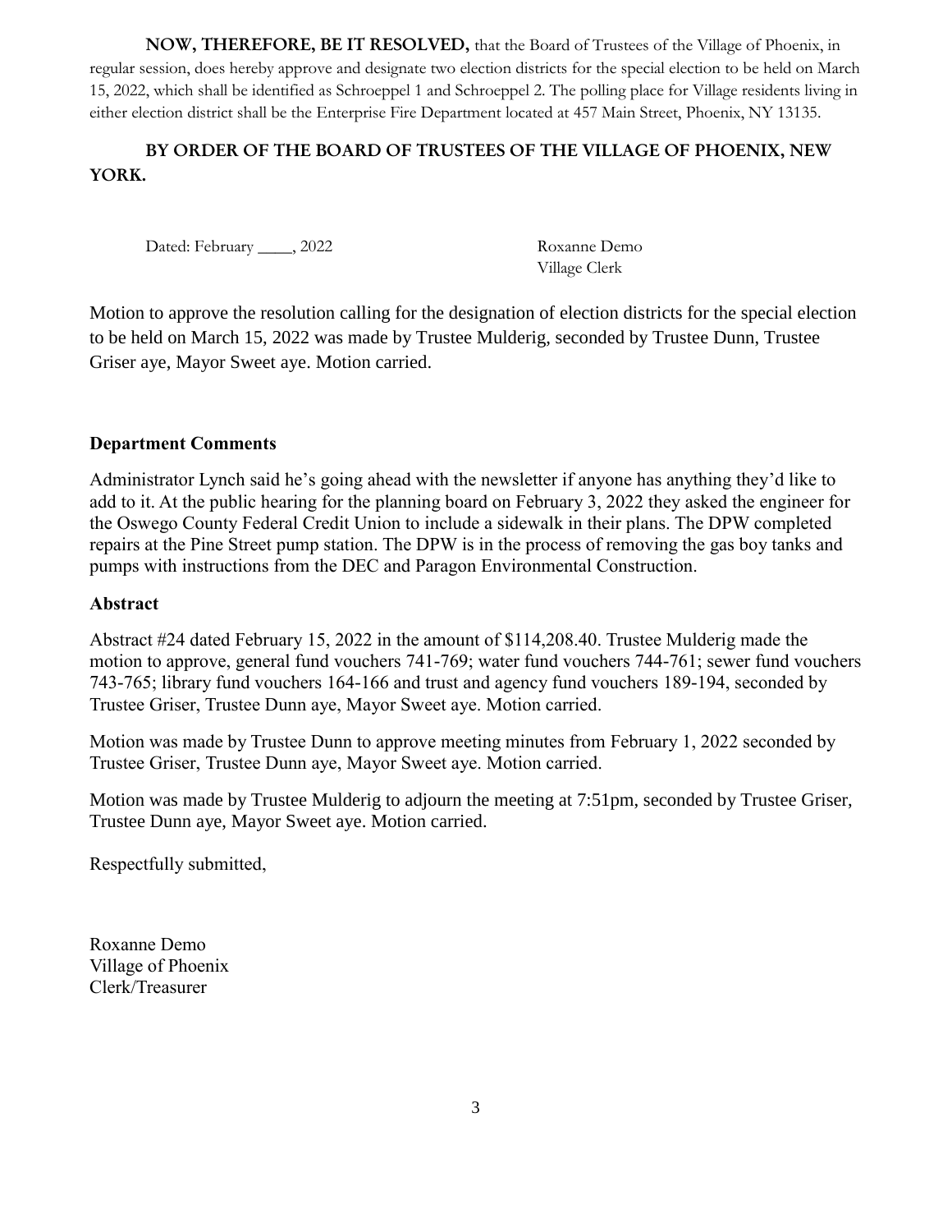**NOW, THEREFORE, BE IT RESOLVED,** that the Board of Trustees of the Village of Phoenix, in regular session, does hereby approve and designate two election districts for the special election to be held on March 15, 2022, which shall be identified as Schroeppel 1 and Schroeppel 2. The polling place for Village residents living in either election district shall be the Enterprise Fire Department located at 457 Main Street, Phoenix, NY 13135.

**BY ORDER OF THE BOARD OF TRUSTEES OF THE VILLAGE OF PHOENIX, NEW YORK.**

Dated: February \_\_\_\_, 2022

Roxanne Demo
Village Clerk

Motion to approve the resolution calling for the designation of election districts for the special election to be held on March 15, 2022 was made by Trustee Mulderig, seconded by Trustee Dunn, Trustee Griser aye, Mayor Sweet aye. Motion carried.

### Department Comments

Administrator Lynch said he's going ahead with the newsletter if anyone has anything they'd like to add to it. At the public hearing for the planning board on February 3, 2022 they asked the engineer for the Oswego County Federal Credit Union to include a sidewalk in their plans. The DPW completed repairs at the Pine Street pump station. The DPW is in the process of removing the gas boy tanks and pumps with instructions from the DEC and Paragon Environmental Construction.

### Abstract

Abstract #24 dated February 15, 2022 in the amount of $114,208.40. Trustee Mulderig made the motion to approve, general fund vouchers 741-769; water fund vouchers 744-761; sewer fund vouchers 743-765; library fund vouchers 164-166 and trust and agency fund vouchers 189-194, seconded by Trustee Griser, Trustee Dunn aye, Mayor Sweet aye. Motion carried.

Motion was made by Trustee Dunn to approve meeting minutes from February 1, 2022 seconded by Trustee Griser, Trustee Dunn aye, Mayor Sweet aye. Motion carried.

Motion was made by Trustee Mulderig to adjourn the meeting at 7:51pm, seconded by Trustee Griser, Trustee Dunn aye, Mayor Sweet aye. Motion carried.

Respectfully submitted,

Roxanne Demo
Village of Phoenix
Clerk/Treasurer